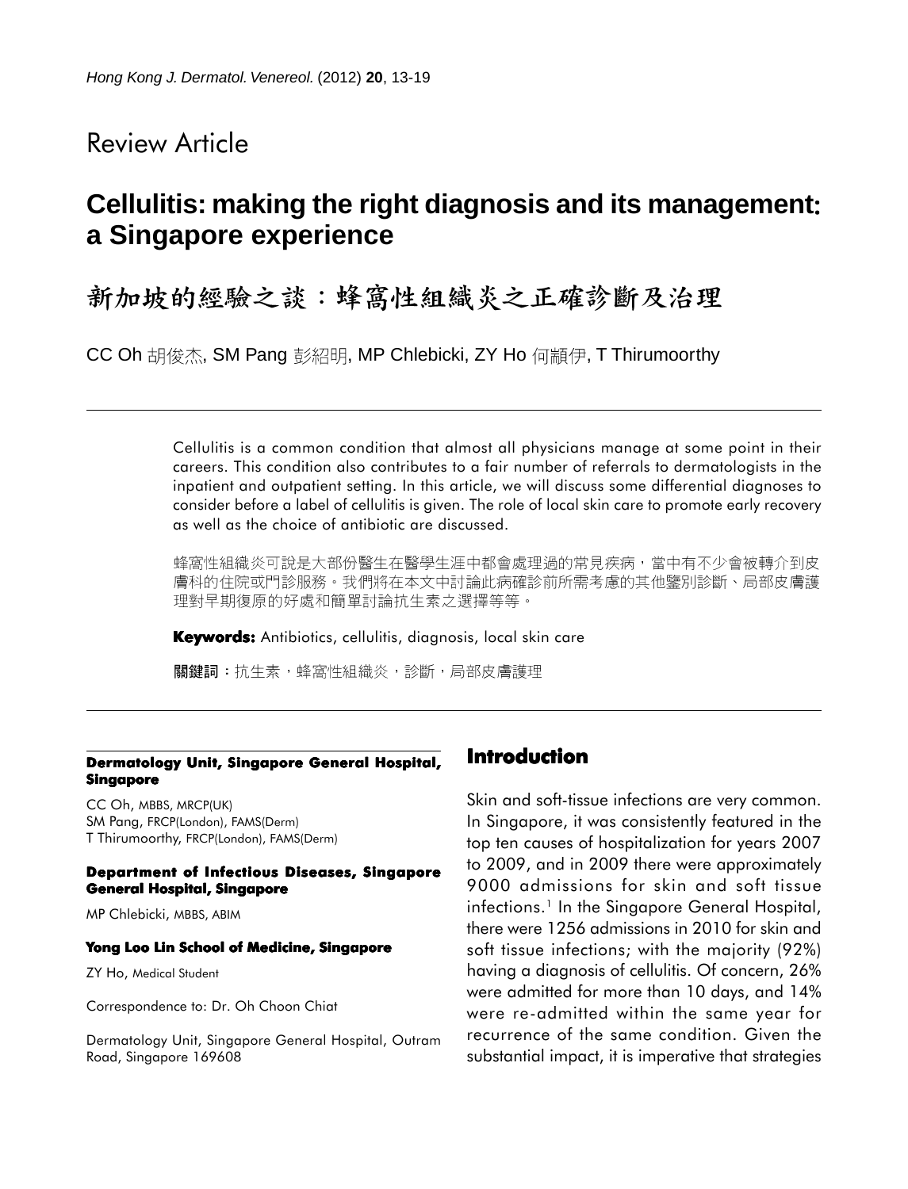Review Article

# Cellulitis: making the right diagnosis and its management: a Singapore experience

# 新加坡的經驗之談：蜂窩性組織炎之正確診斷及治理

CC Oh 胡俊杰, SM Pang 彭紹明, MP Chlebicki, ZY Ho 何顥伊, T Thirumoorthy

Cellulitis is a common condition that almost all physicians manage at some point in their careers. This condition also contributes to a fair number of referrals to dermatologists in the inpatient and outpatient setting. In this article, we will discuss some differential diagnoses to consider before a label of cellulitis is given. The role of local skin care to promote early recovery as well as the choice of antibiotic are discussed.

蜂窩性組織炎可說是大部份醫生在醫學生涯中都會處理過的常見疾病，當中有不少會被轉介到皮膚科的住院或門診服務。我們將在本文中討論此病確診前所需考慮的其他鑒別診斷、局部皮膚護理對早期復原的好處和簡單討論抗生素之選擇等等。

**Keywords:** Antibiotics, cellulitis, diagnosis, local skin care

**關鍵詞**：抗生素，蜂窩性組織炎，診斷，局部皮膚護理

**Dermatology Unit, Singapore General Hospital, Singapore**

CC Oh, MBBS, MRCP(UK)
SM Pang, FRCP(London), FAMS(Derm)
T Thirumoorthy, FRCP(London), FAMS(Derm)

**Department of Infectious Diseases, Singapore General Hospital, Singapore**

MP Chlebicki, MBBS, ABIM

**Yong Loo Lin School of Medicine, Singapore**

ZY Ho, Medical Student

Correspondence to: Dr. Oh Choon Chiat

Dermatology Unit, Singapore General Hospital, Outram Road, Singapore 169608

## Introduction

Skin and soft-tissue infections are very common. In Singapore, it was consistently featured in the top ten causes of hospitalization for years 2007 to 2009, and in 2009 there were approximately 9000 admissions for skin and soft tissue infections.[1] In the Singapore General Hospital, there were 1256 admissions in 2010 for skin and soft tissue infections; with the majority (92%) having a diagnosis of cellulitis. Of concern, 26% were admitted for more than 10 days, and 14% were re-admitted within the same year for recurrence of the same condition. Given the substantial impact, it is imperative that strategies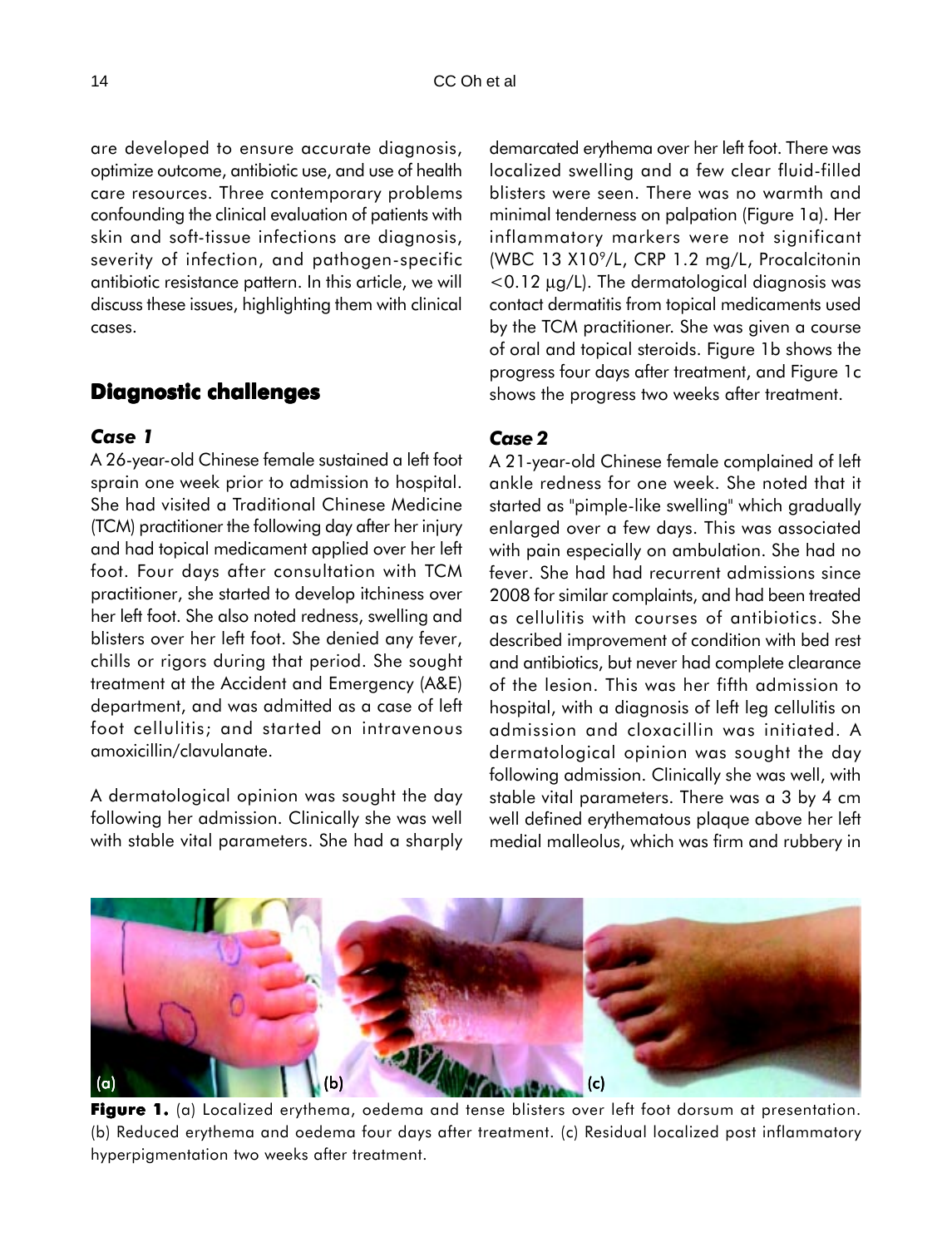are developed to ensure accurate diagnosis, optimize outcome, antibiotic use, and use of health care resources. Three contemporary problems confounding the clinical evaluation of patients with skin and soft-tissue infections are diagnosis, severity of infection, and pathogen-specific antibiotic resistance pattern. In this article, we will discuss these issues, highlighting them with clinical cases.

## Diagnostic challenges

### *Case 1*

A 26-year-old Chinese female sustained a left foot sprain one week prior to admission to hospital. She had visited a Traditional Chinese Medicine (TCM) practitioner the following day after her injury and had topical medicament applied over her left foot. Four days after consultation with TCM practitioner, she started to develop itchiness over her left foot. She also noted redness, swelling and blisters over her left foot. She denied any fever, chills or rigors during that period. She sought treatment at the Accident and Emergency (A&E) department, and was admitted as a case of left foot cellulitis; and started on intravenous amoxicillin/clavulanate.

A dermatological opinion was sought the day following her admission. Clinically she was well with stable vital parameters. She had a sharply demarcated erythema over her left foot. There was localized swelling and a few clear fluid-filled blisters were seen. There was no warmth and minimal tenderness on palpation (Figure 1a). Her inflammatory markers were not significant (WBC 13 $X10^9/L$, CRP 1.2 mg/L, Procalcitonin $<0.12$ µg/L). The dermatological diagnosis was contact dermatitis from topical medicaments used by the TCM practitioner. She was given a course of oral and topical steroids. Figure 1b shows the progress four days after treatment, and Figure 1c shows the progress two weeks after treatment.

### *Case 2*

A 21-year-old Chinese female complained of left ankle redness for one week. She noted that it started as "pimple-like swelling" which gradually enlarged over a few days. This was associated with pain especially on ambulation. She had no fever. She had had recurrent admissions since 2008 for similar complaints, and had been treated as cellulitis with courses of antibiotics. She described improvement of condition with bed rest and antibiotics, but never had complete clearance of the lesion. This was her fifth admission to hospital, with a diagnosis of left leg cellulitis on admission and cloxacillin was initiated. A dermatological opinion was sought the day following admission. Clinically she was well, with stable vital parameters. There was a 3 by 4 cm well defined erythematous plaque above her left medial malleolus, which was firm and rubbery in

**Figure 1.** (a) Localized erythema, oedema and tense blisters over left foot dorsum at presentation. (b) Reduced erythema and oedema four days after treatment. (c) Residual localized post inflammatory hyperpigmentation two weeks after treatment.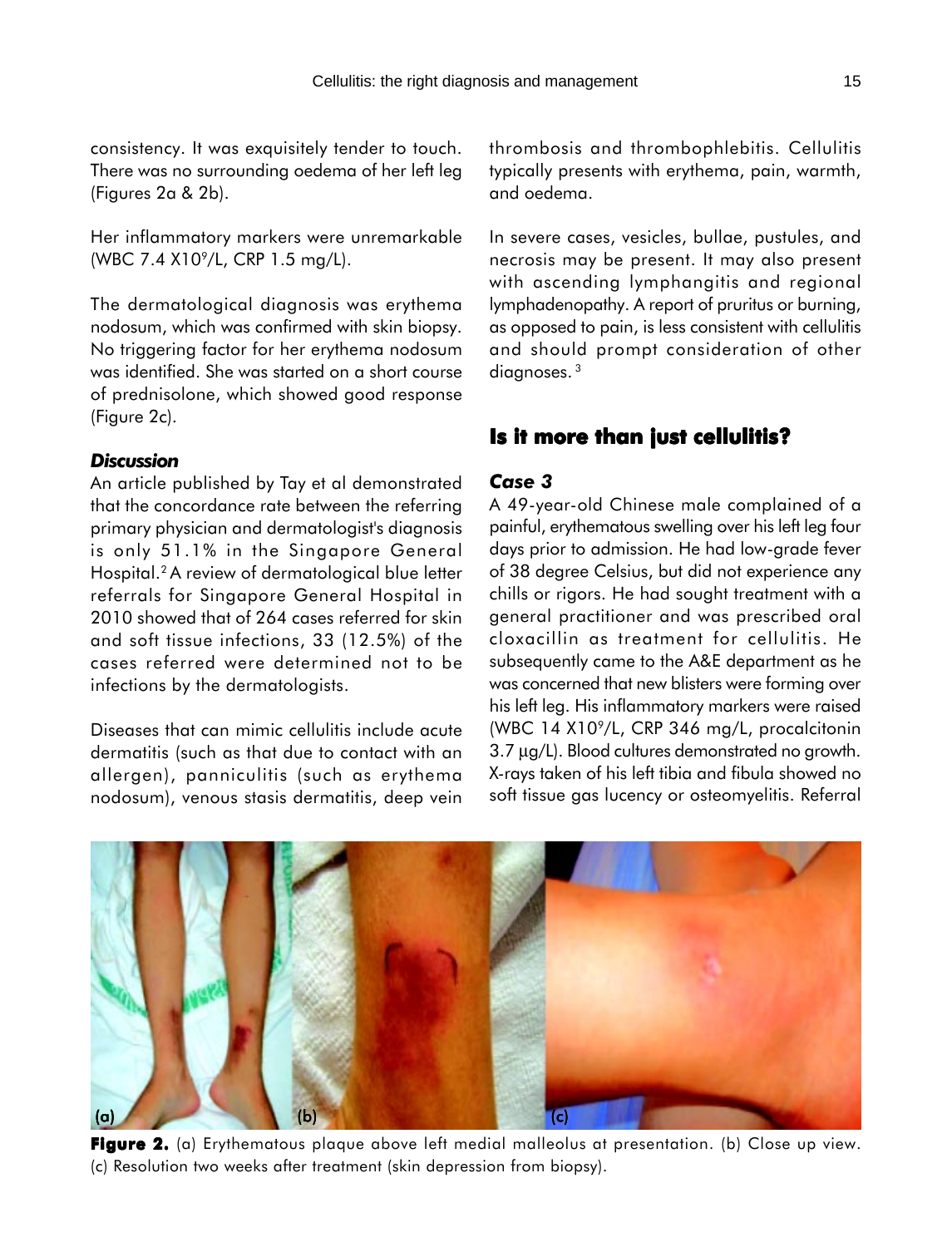consistency. It was exquisitely tender to touch. There was no surrounding oedema of her left leg (Figures 2a & 2b).

Her inflammatory markers were unremarkable (WBC 7.4 X10$^9$/L, CRP 1.5 mg/L).

The dermatological diagnosis was erythema nodosum, which was confirmed with skin biopsy. No triggering factor for her erythema nodosum was identified. She was started on a short course of prednisolone, which showed good response (Figure 2c).

### *Discussion*

An article published by Tay et al demonstrated that the concordance rate between the referring primary physician and dermatologist's diagnosis is only 51.1% in the Singapore General Hospital.[2] A review of dermatological blue letter referrals for Singapore General Hospital in 2010 showed that of 264 cases referred for skin and soft tissue infections, 33 (12.5%) of the cases referred were determined not to be infections by the dermatologists.

Diseases that can mimic cellulitis include acute dermatitis (such as that due to contact with an allergen), panniculitis (such as erythema nodosum), venous stasis dermatitis, deep vein thrombosis and thrombophlebitis. Cellulitis typically presents with erythema, pain, warmth, and oedema.

In severe cases, vesicles, bullae, pustules, and necrosis may be present. It may also present with ascending lymphangitis and regional lymphadenopathy. A report of pruritus or burning, as opposed to pain, is less consistent with cellulitis and should prompt consideration of other diagnoses.[3]

## Is it more than just cellulitis?

### *Case 3*

A 49-year-old Chinese male complained of a painful, erythematous swelling over his left leg four days prior to admission. He had low-grade fever of 38 degree Celsius, but did not experience any chills or rigors. He had sought treatment with a general practitioner and was prescribed oral cloxacillin as treatment for cellulitis. He subsequently came to the A&E department as he was concerned that new blisters were forming over his left leg. His inflammatory markers were raised (WBC 14 X10$^9$/L, CRP 346 mg/L, procalcitonin 3.7 µg/L). Blood cultures demonstrated no growth. X-rays taken of his left tibia and fibula showed no soft tissue gas lucency or osteomyelitis. Referral

**Figure 2.** (a) Erythematous plaque above left medial malleolus at presentation. (b) Close up view. (c) Resolution two weeks after treatment (skin depression from biopsy).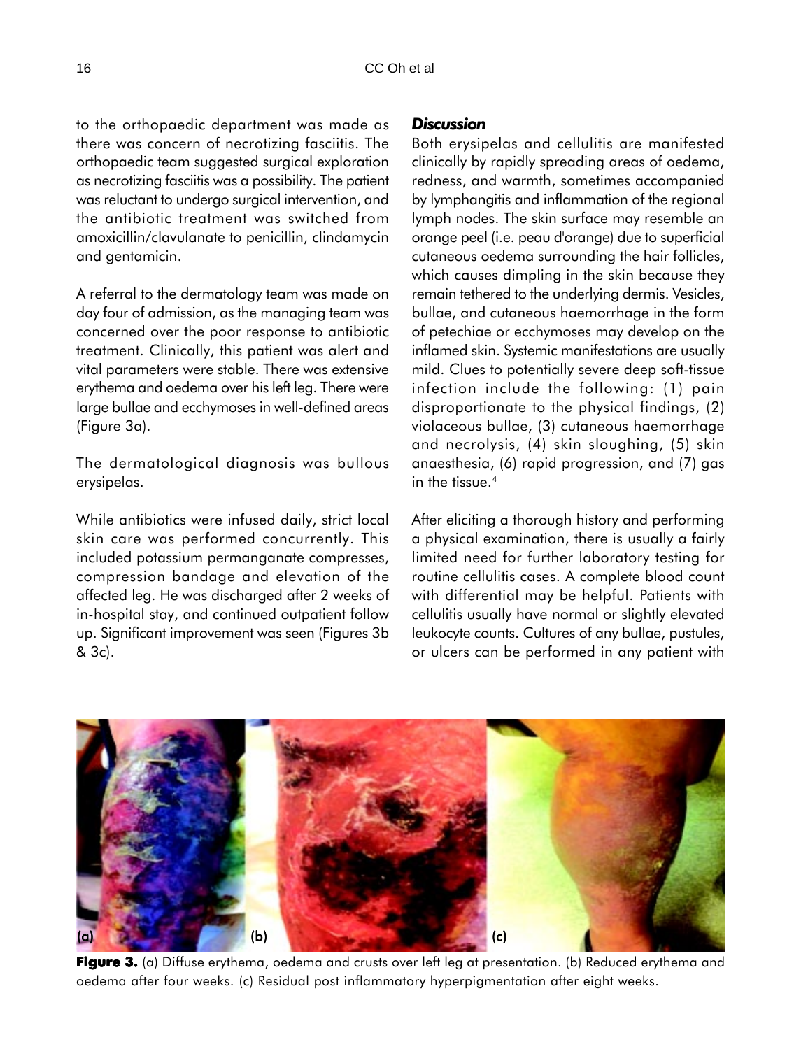to the orthopaedic department was made as there was concern of necrotizing fasciitis. The orthopaedic team suggested surgical exploration as necrotizing fasciitis was a possibility. The patient was reluctant to undergo surgical intervention, and the antibiotic treatment was switched from amoxicillin/clavulanate to penicillin, clindamycin and gentamicin.

A referral to the dermatology team was made on day four of admission, as the managing team was concerned over the poor response to antibiotic treatment. Clinically, this patient was alert and vital parameters were stable. There was extensive erythema and oedema over his left leg. There were large bullae and ecchymoses in well-defined areas (Figure 3a).

The dermatological diagnosis was bullous erysipelas.

While antibiotics were infused daily, strict local skin care was performed concurrently. This included potassium permanganate compresses, compression bandage and elevation of the affected leg. He was discharged after 2 weeks of in-hospital stay, and continued outpatient follow up. Significant improvement was seen (Figures 3b & 3c).

### *Discussion*

Both erysipelas and cellulitis are manifested clinically by rapidly spreading areas of oedema, redness, and warmth, sometimes accompanied by lymphangitis and inflammation of the regional lymph nodes. The skin surface may resemble an orange peel (i.e. peau d'orange) due to superficial cutaneous oedema surrounding the hair follicles, which causes dimpling in the skin because they remain tethered to the underlying dermis. Vesicles, bullae, and cutaneous haemorrhage in the form of petechiae or ecchymoses may develop on the inflamed skin. Systemic manifestations are usually mild. Clues to potentially severe deep soft-tissue infection include the following: (1) pain disproportionate to the physical findings, (2) violaceous bullae, (3) cutaneous haemorrhage and necrolysis, (4) skin sloughing, (5) skin anaesthesia, (6) rapid progression, and (7) gas in the tissue.[4]

After eliciting a thorough history and performing a physical examination, there is usually a fairly limited need for further laboratory testing for routine cellulitis cases. A complete blood count with differential may be helpful. Patients with cellulitis usually have normal or slightly elevated leukocyte counts. Cultures of any bullae, pustules, or ulcers can be performed in any patient with

**Figure 3.** (a) Diffuse erythema, oedema and crusts over left leg at presentation. (b) Reduced erythema and oedema after four weeks. (c) Residual post inflammatory hyperpigmentation after eight weeks.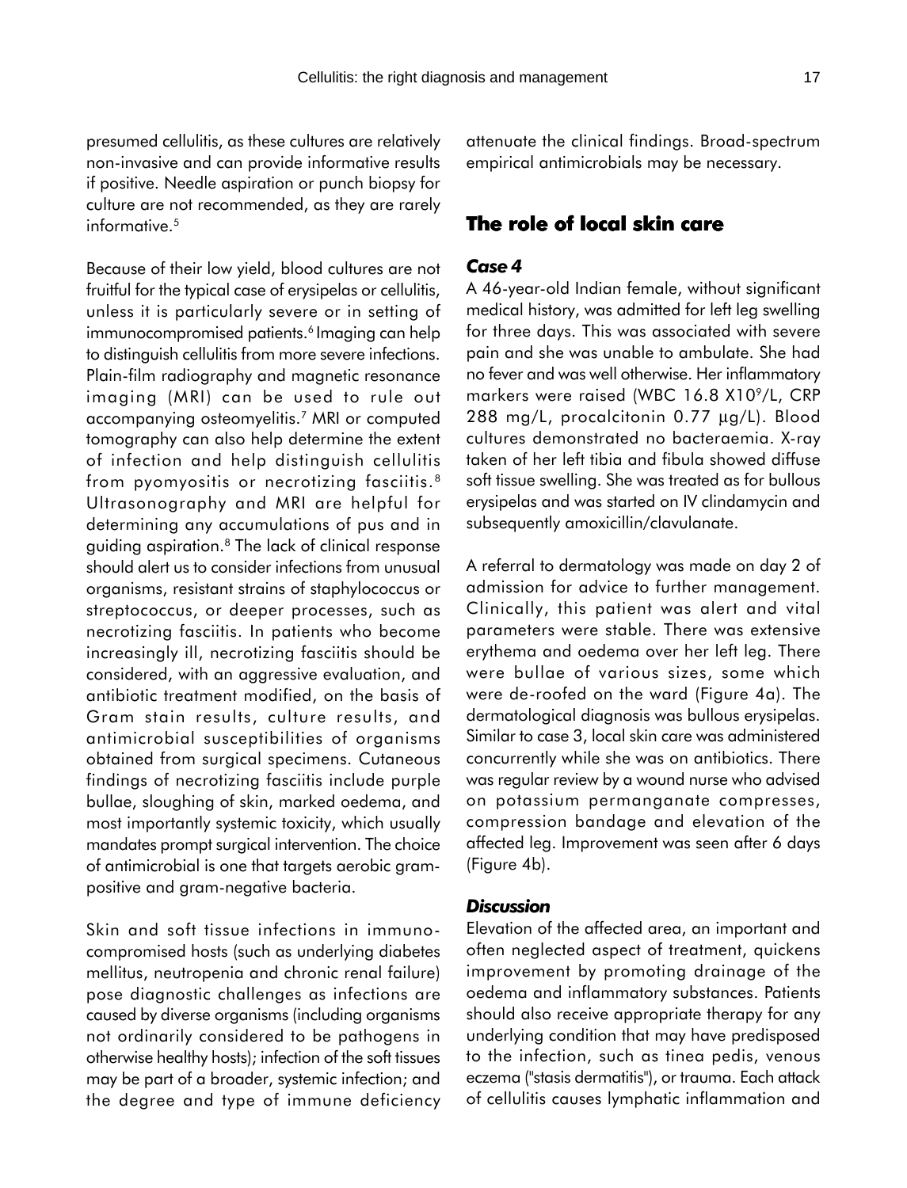presumed cellulitis, as these cultures are relatively non-invasive and can provide informative results if positive. Needle aspiration or punch biopsy for culture are not recommended, as they are rarely informative.[5]

Because of their low yield, blood cultures are not fruitful for the typical case of erysipelas or cellulitis, unless it is particularly severe or in setting of immunocompromised patients.[6] Imaging can help to distinguish cellulitis from more severe infections. Plain-film radiography and magnetic resonance imaging (MRI) can be used to rule out accompanying osteomyelitis.[7] MRI or computed tomography can also help determine the extent of infection and help distinguish cellulitis from pyomyositis or necrotizing fasciitis.[8] Ultrasonography and MRI are helpful for determining any accumulations of pus and in guiding aspiration.[8] The lack of clinical response should alert us to consider infections from unusual organisms, resistant strains of staphylococcus or streptococcus, or deeper processes, such as necrotizing fasciitis. In patients who become increasingly ill, necrotizing fasciitis should be considered, with an aggressive evaluation, and antibiotic treatment modified, on the basis of Gram stain results, culture results, and antimicrobial susceptibilities of organisms obtained from surgical specimens. Cutaneous findings of necrotizing fasciitis include purple bullae, sloughing of skin, marked oedema, and most importantly systemic toxicity, which usually mandates prompt surgical intervention. The choice of antimicrobial is one that targets aerobic gram-positive and gram-negative bacteria.

Skin and soft tissue infections in immunocompromised hosts (such as underlying diabetes mellitus, neutropenia and chronic renal failure) pose diagnostic challenges as infections are caused by diverse organisms (including organisms not ordinarily considered to be pathogens in otherwise healthy hosts); infection of the soft tissues may be part of a broader, systemic infection; and the degree and type of immune deficiency attenuate the clinical findings. Broad-spectrum empirical antimicrobials may be necessary.

## The role of local skin care

### *Case 4*

A 46-year-old Indian female, without significant medical history, was admitted for left leg swelling for three days. This was associated with severe pain and she was unable to ambulate. She had no fever and was well otherwise. Her inflammatory markers were raised (WBC 16.8 $X10^9$/L, CRP 288 mg/L, procalcitonin 0.77 µg/L). Blood cultures demonstrated no bacteraemia. X-ray taken of her left tibia and fibula showed diffuse soft tissue swelling. She was treated as for bullous erysipelas and was started on IV clindamycin and subsequently amoxicillin/clavulanate.

A referral to dermatology was made on day 2 of admission for advice to further management. Clinically, this patient was alert and vital parameters were stable. There was extensive erythema and oedema over her left leg. There were bullae of various sizes, some which were de-roofed on the ward (Figure 4a). The dermatological diagnosis was bullous erysipelas. Similar to case 3, local skin care was administered concurrently while she was on antibiotics. There was regular review by a wound nurse who advised on potassium permanganate compresses, compression bandage and elevation of the affected leg. Improvement was seen after 6 days (Figure 4b).

### *Discussion*

Elevation of the affected area, an important and often neglected aspect of treatment, quickens improvement by promoting drainage of the oedema and inflammatory substances. Patients should also receive appropriate therapy for any underlying condition that may have predisposed to the infection, such as tinea pedis, venous eczema ("stasis dermatitis"), or trauma. Each attack of cellulitis causes lymphatic inflammation and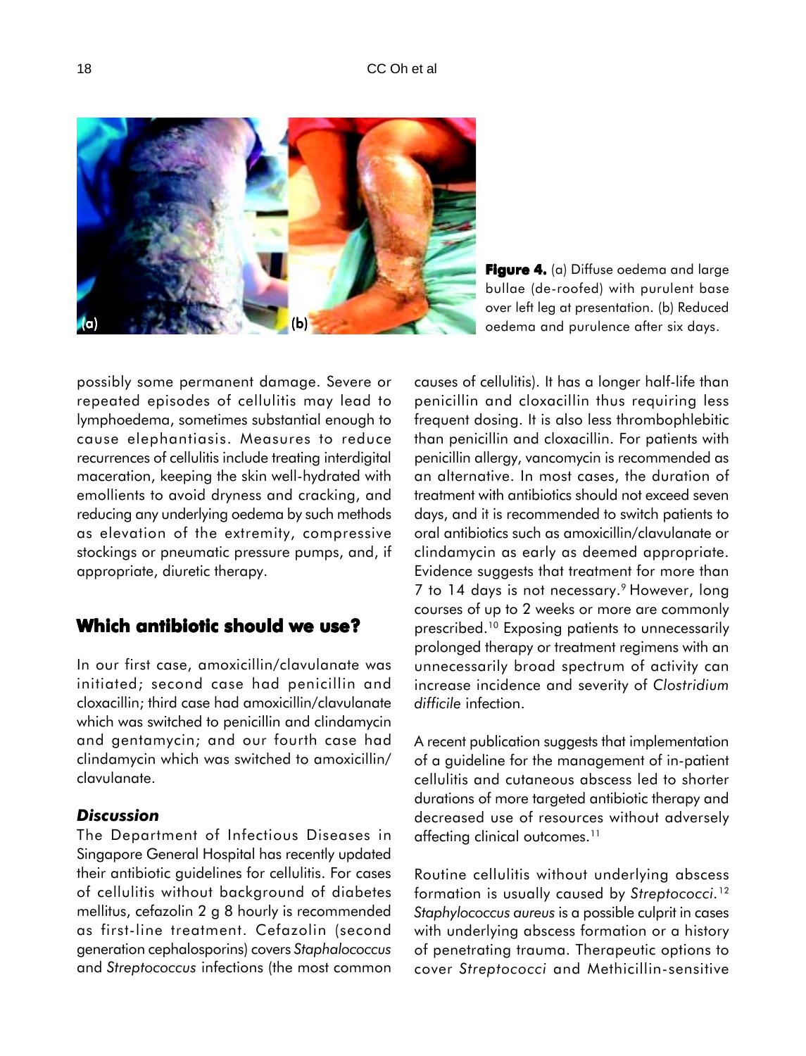**Figure 4.** (a) Diffuse oedema and large bullae (de-roofed) with purulent base over left leg at presentation. (b) Reduced oedema and purulence after six days.

possibly some permanent damage. Severe or repeated episodes of cellulitis may lead to lymphoedema, sometimes substantial enough to cause elephantiasis. Measures to reduce recurrences of cellulitis include treating interdigital maceration, keeping the skin well-hydrated with emollients to avoid dryness and cracking, and reducing any underlying oedema by such methods as elevation of the extremity, compressive stockings or pneumatic pressure pumps, and, if appropriate, diuretic therapy.

## Which antibiotic should we use?

In our first case, amoxicillin/clavulanate was initiated; second case had penicillin and cloxacillin; third case had amoxicillin/clavulanate which was switched to penicillin and clindamycin and gentamycin; and our fourth case had clindamycin which was switched to amoxicillin/clavulanate.

### *Discussion*

The Department of Infectious Diseases in Singapore General Hospital has recently updated their antibiotic guidelines for cellulitis. For cases of cellulitis without background of diabetes mellitus, cefazolin 2 g 8 hourly is recommended as first-line treatment. Cefazolin (second generation cephalosporins) covers *Staphalococcus* and *Streptococcus* infections (the most common causes of cellulitis). It has a longer half-life than penicillin and cloxacillin thus requiring less frequent dosing. It is also less thrombophlebitic than penicillin and cloxacillin. For patients with penicillin allergy, vancomycin is recommended as an alternative. In most cases, the duration of treatment with antibiotics should not exceed seven days, and it is recommended to switch patients to oral antibiotics such as amoxicillin/clavulanate or clindamycin as early as deemed appropriate. Evidence suggests that treatment for more than 7 to 14 days is not necessary.[9] However, long courses of up to 2 weeks or more are commonly prescribed.[10] Exposing patients to unnecessarily prolonged therapy or treatment regimens with an unnecessarily broad spectrum of activity can increase incidence and severity of *Clostridium difficile* infection.

A recent publication suggests that implementation of a guideline for the management of in-patient cellulitis and cutaneous abscess led to shorter durations of more targeted antibiotic therapy and decreased use of resources without adversely affecting clinical outcomes.[11]

Routine cellulitis without underlying abscess formation is usually caused by *Streptococci*.[12] *Staphylococcus aureus* is a possible culprit in cases with underlying abscess formation or a history of penetrating trauma. Therapeutic options to cover *Streptococci* and Methicillin-sensitive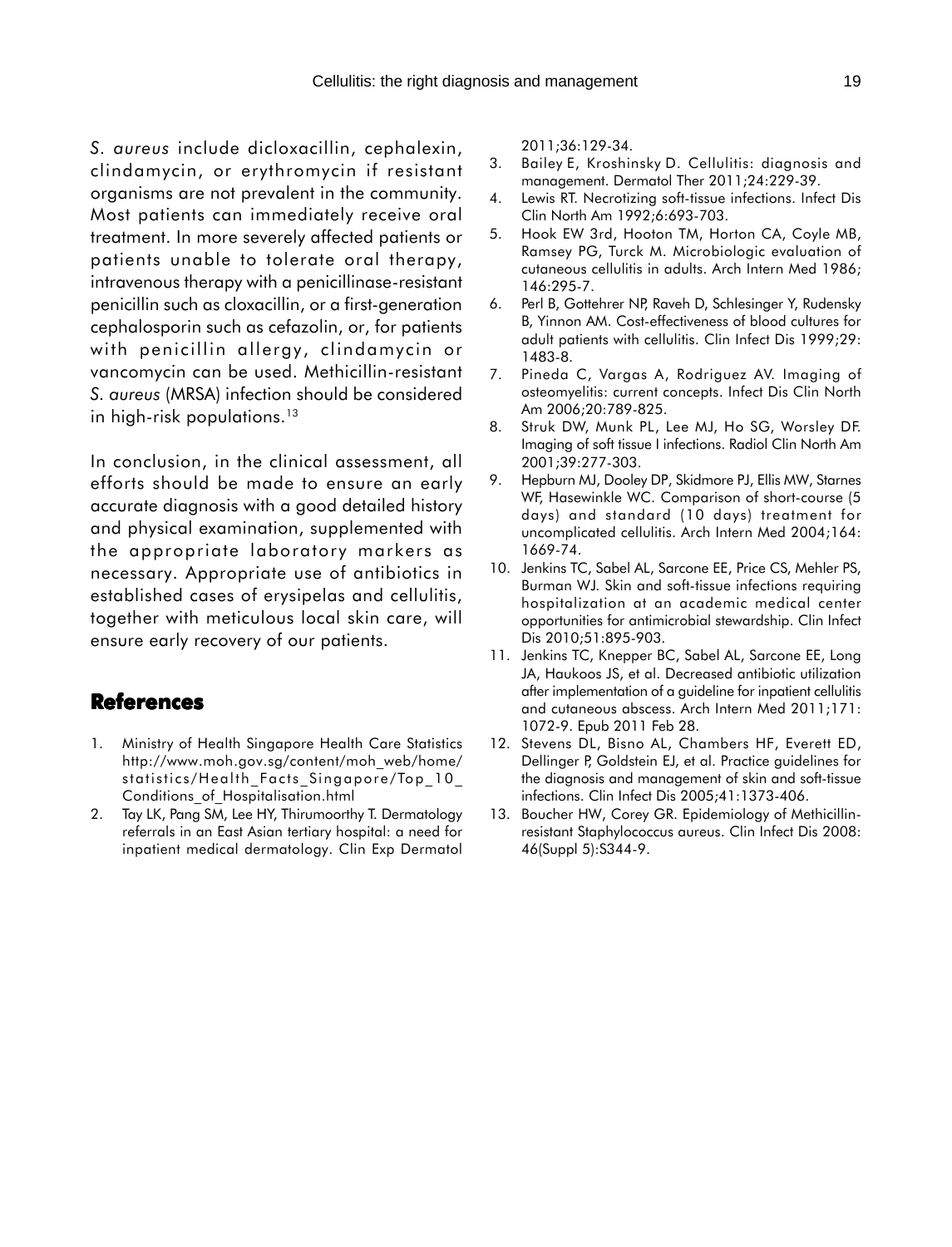*S. aureus* include dicloxacillin, cephalexin, clindamycin, or erythromycin if resistant organisms are not prevalent in the community. Most patients can immediately receive oral treatment. In more severely affected patients or patients unable to tolerate oral therapy, intravenous therapy with a penicillinase-resistant penicillin such as cloxacillin, or a first-generation cephalosporin such as cefazolin, or, for patients with penicillin allergy, clindamycin or vancomycin can be used. Methicillin-resistant *S. aureus* (MRSA) infection should be considered in high-risk populations.[13]

In conclusion, in the clinical assessment, all efforts should be made to ensure an early accurate diagnosis with a good detailed history and physical examination, supplemented with the appropriate laboratory markers as necessary. Appropriate use of antibiotics in established cases of erysipelas and cellulitis, together with meticulous local skin care, will ensure early recovery of our patients.

## References

1. Ministry of Health Singapore Health Care Statistics http://www.moh.gov.sg/content/moh_web/home/statistics/Health_Facts_Singapore/Top_10_Conditions_of_Hospitalisation.html
2. Tay LK, Pang SM, Lee HY, Thirumoorthy T. Dermatology referrals in an East Asian tertiary hospital: a need for inpatient medical dermatology. Clin Exp Dermatol 2011;36:129-34.
3. Bailey E, Kroshinsky D. Cellulitis: diagnosis and management. Dermatol Ther 2011;24:229-39.
4. Lewis RT. Necrotizing soft-tissue infections. Infect Dis Clin North Am 1992;6:693-703.
5. Hook EW 3rd, Hooton TM, Horton CA, Coyle MB, Ramsey PG, Turck M. Microbiologic evaluation of cutaneous cellulitis in adults. Arch Intern Med 1986; 146:295-7.
6. Perl B, Gottehrer NP, Raveh D, Schlesinger Y, Rudensky B, Yinnon AM. Cost-effectiveness of blood cultures for adult patients with cellulitis. Clin Infect Dis 1999;29: 1483-8.
7. Pineda C, Vargas A, Rodriguez AV. Imaging of osteomyelitis: current concepts. Infect Dis Clin North Am 2006;20:789-825.
8. Struk DW, Munk PL, Lee MJ, Ho SG, Worsley DF. Imaging of soft tissue I infections. Radiol Clin North Am 2001;39:277-303.
9. Hepburn MJ, Dooley DP, Skidmore PJ, Ellis MW, Starnes WF, Hasewinkle WC. Comparison of short-course (5 days) and standard (10 days) treatment for uncomplicated cellulitis. Arch Intern Med 2004;164: 1669-74.
10. Jenkins TC, Sabel AL, Sarcone EE, Price CS, Mehler PS, Burman WJ. Skin and soft-tissue infections requiring hospitalization at an academic medical center opportunities for antimicrobial stewardship. Clin Infect Dis 2010;51:895-903.
11. Jenkins TC, Knepper BC, Sabel AL, Sarcone EE, Long JA, Haukoos JS, et al. Decreased antibiotic utilization after implementation of a guideline for inpatient cellulitis and cutaneous abscess. Arch Intern Med 2011;171: 1072-9. Epub 2011 Feb 28.
12. Stevens DL, Bisno AL, Chambers HF, Everett ED, Dellinger P, Goldstein EJ, et al. Practice guidelines for the diagnosis and management of skin and soft-tissue infections. Clin Infect Dis 2005;41:1373-406.
13. Boucher HW, Corey GR. Epidemiology of Methicillin-resistant Staphylococcus aureus. Clin Infect Dis 2008: 46(Suppl 5):S344-9.